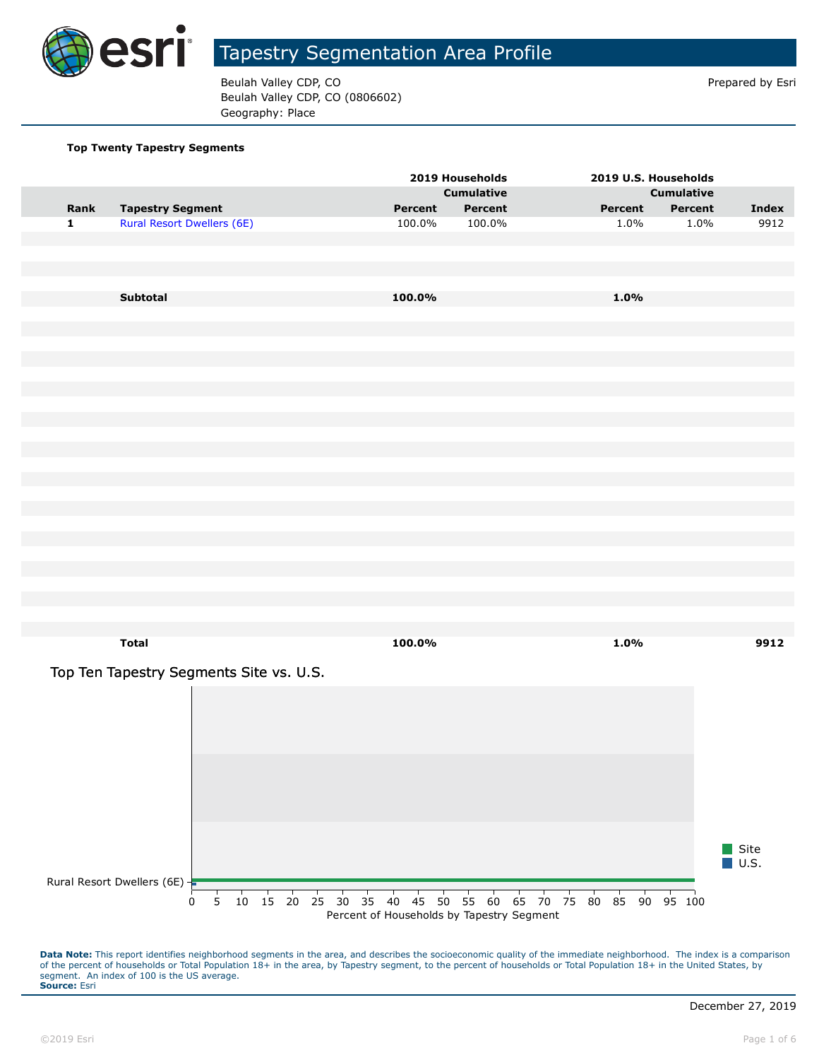# Tapestry Segmentation Area Profile

Beulah Valley CDP, CO
Beulah Valley CDP, CO (0806602)
Geography: Place

Prepared by Esri

**Top Twenty Tapestry Segments**

| | | 2019 Households | | 2019 U.S. Households | | |
|---|---|---|---|---|---|---|
| | | | Cumulative | | Cumulative | |
| **Rank** | **Tapestry Segment** | **Percent** | **Percent** | **Percent** | **Percent** | **Index** |
| 1 | Rural Resort Dwellers (6E) | 100.0% | 100.0% | 1.0% | 1.0% | 9912 |
| | **Subtotal** | **100.0%** | | **1.0%** | | |
| | **Total** | **100.0%** | | **1.0%** | | **9912** |

## Top Ten Tapestry Segments Site vs. U.S.

| Tapestry Segment | Site | U.S. |
|---|---|---|
| Rural Resort Dwellers (6E) | 100.0 | 1.0 |

Percent of Households by Tapestry Segment

**Data Note:** This report identifies neighborhood segments in the area, and describes the socioeconomic quality of the immediate neighborhood. The index is a comparison of the percent of households or Total Population 18+ in the area, by Tapestry segment, to the percent of households or Total Population 18+ in the United States, by segment. An index of 100 is the US average.
**Source:** Esri

December 27, 2019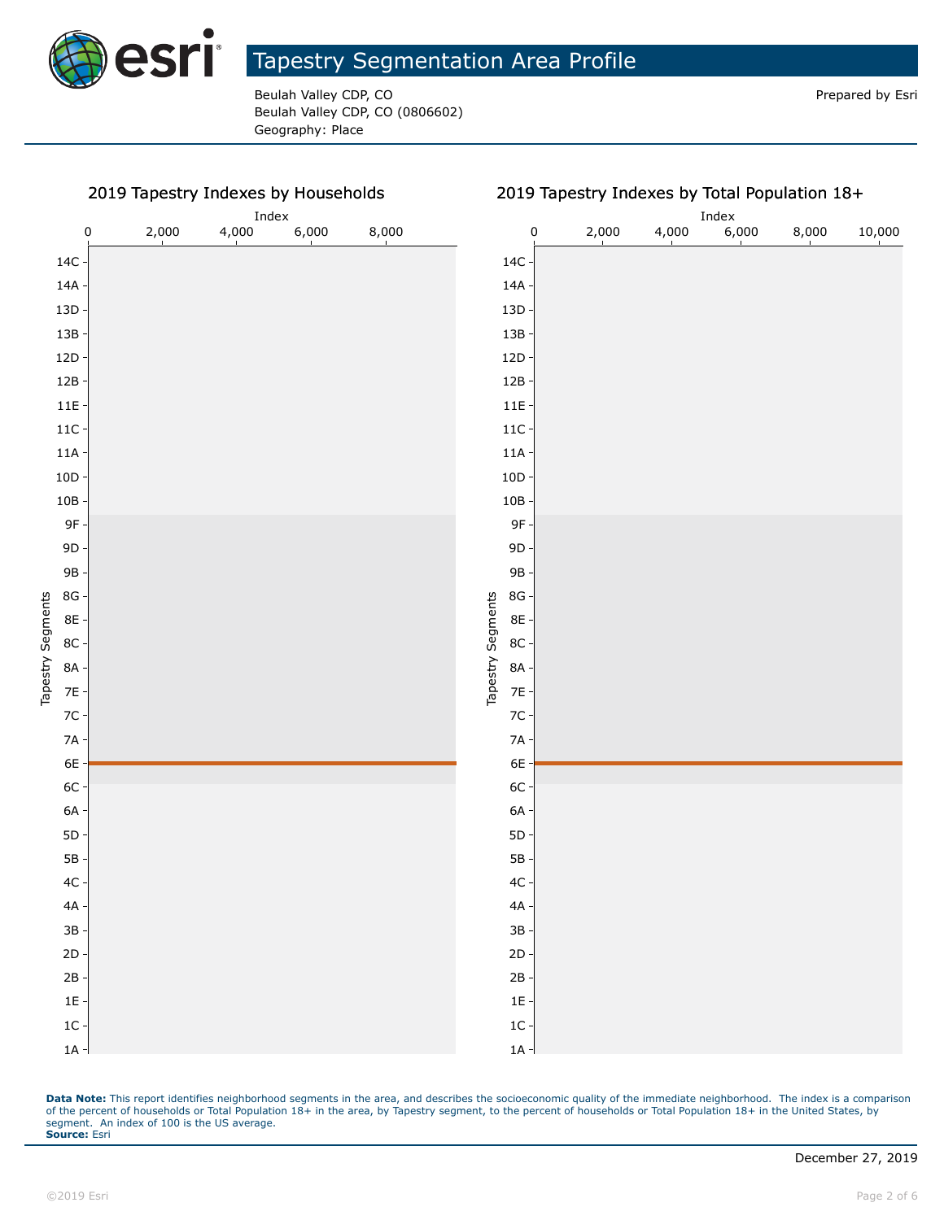# Tapestry Segmentation Area Profile

Beulah Valley CDP, CO
Beulah Valley CDP, CO (0806602)
Geography: Place

Prepared by Esri

## 2019 Tapestry Indexes by Households

Index: 0, 2,000, 4,000, 6,000, 8,000

Tapestry Segments: 14C, 14A, 13D, 13B, 12D, 12B, 11E, 11C, 11A, 10D, 10B, 9F, 9D, 9B, 8G, 8E, 8C, 8A, 7E, 7C, 7A, 6E, 6C, 6A, 5D, 5B, 4C, 4A, 3B, 2D, 2B, 1E, 1C, 1A

## 2019 Tapestry Indexes by Total Population 18+

Index: 0, 2,000, 4,000, 6,000, 8,000, 10,000

Tapestry Segments: 14C, 14A, 13D, 13B, 12D, 12B, 11E, 11C, 11A, 10D, 10B, 9F, 9D, 9B, 8G, 8E, 8C, 8A, 7E, 7C, 7A, 6E, 6C, 6A, 5D, 5B, 4C, 4A, 3B, 2D, 2B, 1E, 1C, 1A

**Data Note:** This report identifies neighborhood segments in the area, and describes the socioeconomic quality of the immediate neighborhood. The index is a comparison of the percent of households or Total Population 18+ in the area, by Tapestry segment, to the percent of households or Total Population 18+ in the United States, by segment. An index of 100 is the US average.
**Source:** Esri

December 27, 2019

©2019 Esri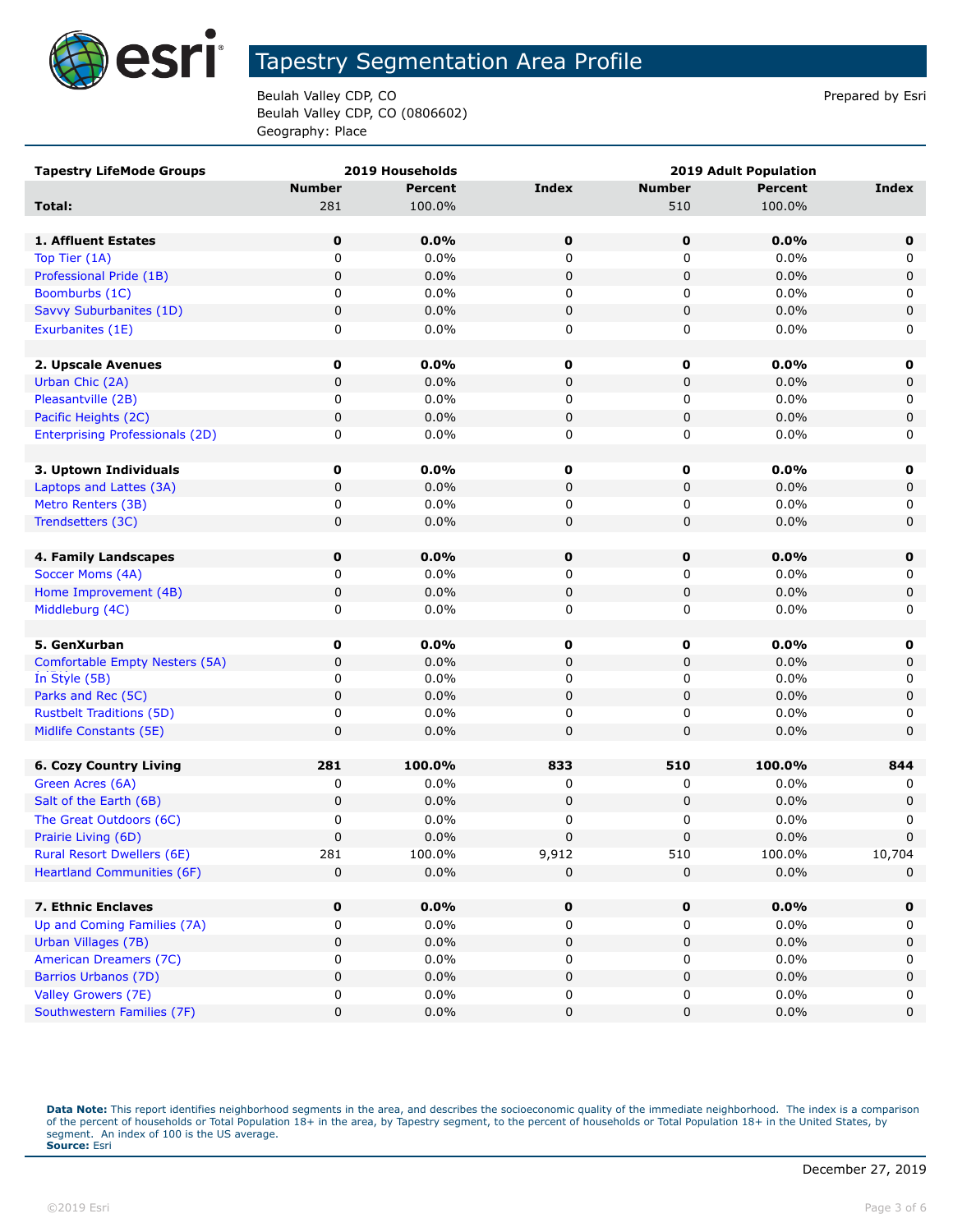# Tapestry Segmentation Area Profile

Beulah Valley CDP, CO
Beulah Valley CDP, CO (0806602)
Geography: Place

Prepared by Esri

| Tapestry LifeMode Groups | 2019 Households | | | 2019 Adult Population | | |
|---|---|---|---|---|---|---|
| | Number | Percent | Index | Number | Percent | Index |
| **Total:** | 281 | 100.0% | | 510 | 100.0% | |
| | | | | | | |
| **1. Affluent Estates** | **0** | **0.0%** | **0** | **0** | **0.0%** | **0** |
| Top Tier (1A) | 0 | 0.0% | 0 | 0 | 0.0% | 0 |
| Professional Pride (1B) | 0 | 0.0% | 0 | 0 | 0.0% | 0 |
| Boomburbs (1C) | 0 | 0.0% | 0 | 0 | 0.0% | 0 |
| Savvy Suburbanites (1D) | 0 | 0.0% | 0 | 0 | 0.0% | 0 |
| Exurbanites (1E) | 0 | 0.0% | 0 | 0 | 0.0% | 0 |
| | | | | | | |
| **2. Upscale Avenues** | **0** | **0.0%** | **0** | **0** | **0.0%** | **0** |
| Urban Chic (2A) | 0 | 0.0% | 0 | 0 | 0.0% | 0 |
| Pleasantville (2B) | 0 | 0.0% | 0 | 0 | 0.0% | 0 |
| Pacific Heights (2C) | 0 | 0.0% | 0 | 0 | 0.0% | 0 |
| Enterprising Professionals (2D) | 0 | 0.0% | 0 | 0 | 0.0% | 0 |
| | | | | | | |
| **3. Uptown Individuals** | **0** | **0.0%** | **0** | **0** | **0.0%** | **0** |
| Laptops and Lattes (3A) | 0 | 0.0% | 0 | 0 | 0.0% | 0 |
| Metro Renters (3B) | 0 | 0.0% | 0 | 0 | 0.0% | 0 |
| Trendsetters (3C) | 0 | 0.0% | 0 | 0 | 0.0% | 0 |
| | | | | | | |
| **4. Family Landscapes** | **0** | **0.0%** | **0** | **0** | **0.0%** | **0** |
| Soccer Moms (4A) | 0 | 0.0% | 0 | 0 | 0.0% | 0 |
| Home Improvement (4B) | 0 | 0.0% | 0 | 0 | 0.0% | 0 |
| Middleburg (4C) | 0 | 0.0% | 0 | 0 | 0.0% | 0 |
| | | | | | | |
| **5. GenXurban** | **0** | **0.0%** | **0** | **0** | **0.0%** | **0** |
| Comfortable Empty Nesters (5A) | 0 | 0.0% | 0 | 0 | 0.0% | 0 |
| In Style (5B) | 0 | 0.0% | 0 | 0 | 0.0% | 0 |
| Parks and Rec (5C) | 0 | 0.0% | 0 | 0 | 0.0% | 0 |
| Rustbelt Traditions (5D) | 0 | 0.0% | 0 | 0 | 0.0% | 0 |
| Midlife Constants (5E) | 0 | 0.0% | 0 | 0 | 0.0% | 0 |
| | | | | | | |
| **6. Cozy Country Living** | **281** | **100.0%** | **833** | **510** | **100.0%** | **844** |
| Green Acres (6A) | 0 | 0.0% | 0 | 0 | 0.0% | 0 |
| Salt of the Earth (6B) | 0 | 0.0% | 0 | 0 | 0.0% | 0 |
| The Great Outdoors (6C) | 0 | 0.0% | 0 | 0 | 0.0% | 0 |
| Prairie Living (6D) | 0 | 0.0% | 0 | 0 | 0.0% | 0 |
| Rural Resort Dwellers (6E) | 281 | 100.0% | 9,912 | 510 | 100.0% | 10,704 |
| Heartland Communities (6F) | 0 | 0.0% | 0 | 0 | 0.0% | 0 |
| | | | | | | |
| **7. Ethnic Enclaves** | **0** | **0.0%** | **0** | **0** | **0.0%** | **0** |
| Up and Coming Families (7A) | 0 | 0.0% | 0 | 0 | 0.0% | 0 |
| Urban Villages (7B) | 0 | 0.0% | 0 | 0 | 0.0% | 0 |
| American Dreamers (7C) | 0 | 0.0% | 0 | 0 | 0.0% | 0 |
| Barrios Urbanos (7D) | 0 | 0.0% | 0 | 0 | 0.0% | 0 |
| Valley Growers (7E) | 0 | 0.0% | 0 | 0 | 0.0% | 0 |
| Southwestern Families (7F) | 0 | 0.0% | 0 | 0 | 0.0% | 0 |

**Data Note:** This report identifies neighborhood segments in the area, and describes the socioeconomic quality of the immediate neighborhood. The index is a comparison of the percent of households or Total Population 18+ in the area, by Tapestry segment, to the percent of households or Total Population 18+ in the United States, by segment. An index of 100 is the US average.
**Source:** Esri

December 27, 2019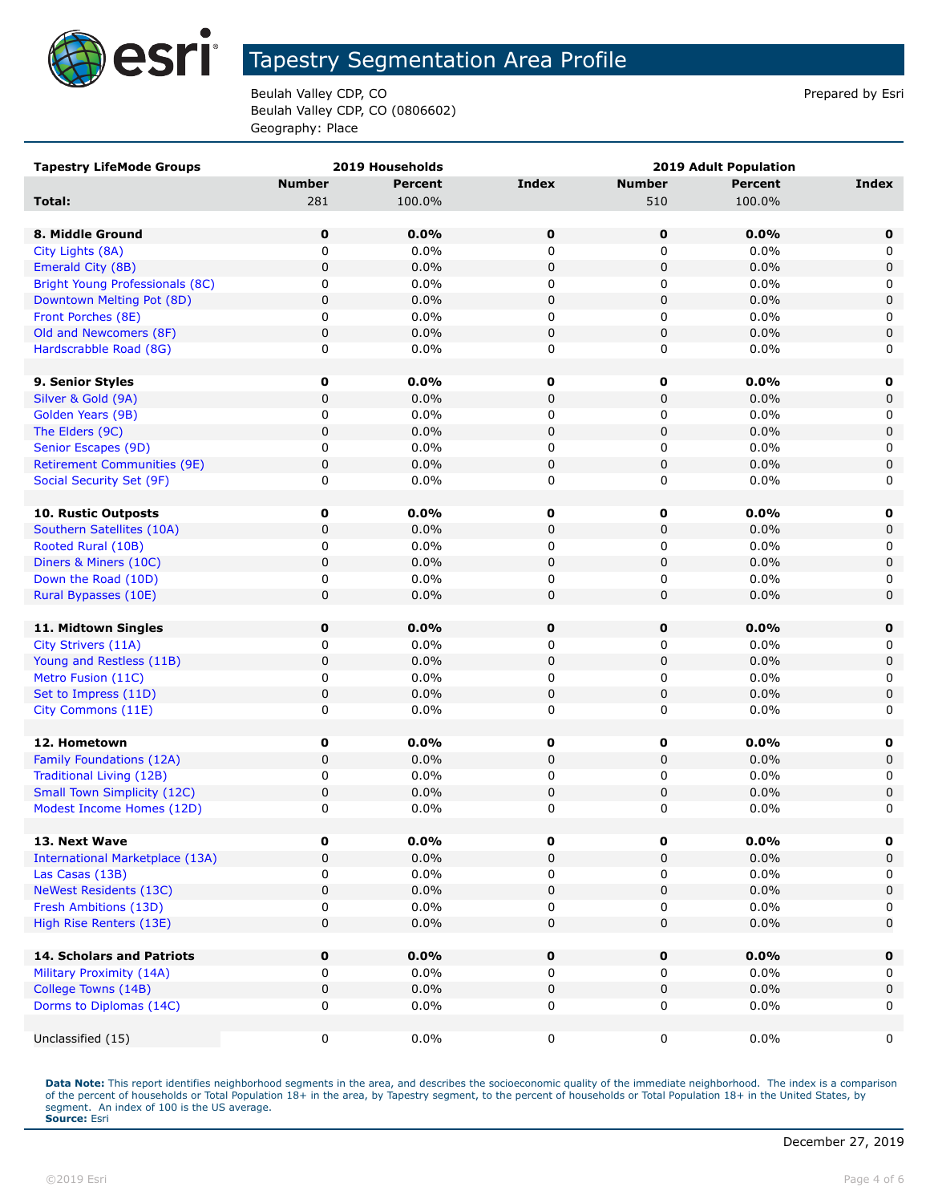# Tapestry Segmentation Area Profile

Beulah Valley CDP, CO
Beulah Valley CDP, CO (0806602)
Geography: Place

Prepared by Esri

| Tapestry LifeMode Groups | 2019 Households | | | 2019 Adult Population | | |
|---|---|---|---|---|---|---|
| | Number | Percent | Index | Number | Percent | Index |
| **Total:** | 281 | 100.0% | | 510 | 100.0% | |
| | | | | | | |
| **8. Middle Ground** | **0** | **0.0%** | **0** | **0** | **0.0%** | **0** |
| City Lights (8A) | 0 | 0.0% | 0 | 0 | 0.0% | 0 |
| Emerald City (8B) | 0 | 0.0% | 0 | 0 | 0.0% | 0 |
| Bright Young Professionals (8C) | 0 | 0.0% | 0 | 0 | 0.0% | 0 |
| Downtown Melting Pot (8D) | 0 | 0.0% | 0 | 0 | 0.0% | 0 |
| Front Porches (8E) | 0 | 0.0% | 0 | 0 | 0.0% | 0 |
| Old and Newcomers (8F) | 0 | 0.0% | 0 | 0 | 0.0% | 0 |
| Hardscrabble Road (8G) | 0 | 0.0% | 0 | 0 | 0.0% | 0 |
| | | | | | | |
| **9. Senior Styles** | **0** | **0.0%** | **0** | **0** | **0.0%** | **0** |
| Silver & Gold (9A) | 0 | 0.0% | 0 | 0 | 0.0% | 0 |
| Golden Years (9B) | 0 | 0.0% | 0 | 0 | 0.0% | 0 |
| The Elders (9C) | 0 | 0.0% | 0 | 0 | 0.0% | 0 |
| Senior Escapes (9D) | 0 | 0.0% | 0 | 0 | 0.0% | 0 |
| Retirement Communities (9E) | 0 | 0.0% | 0 | 0 | 0.0% | 0 |
| Social Security Set (9F) | 0 | 0.0% | 0 | 0 | 0.0% | 0 |
| | | | | | | |
| **10. Rustic Outposts** | **0** | **0.0%** | **0** | **0** | **0.0%** | **0** |
| Southern Satellites (10A) | 0 | 0.0% | 0 | 0 | 0.0% | 0 |
| Rooted Rural (10B) | 0 | 0.0% | 0 | 0 | 0.0% | 0 |
| Diners & Miners (10C) | 0 | 0.0% | 0 | 0 | 0.0% | 0 |
| Down the Road (10D) | 0 | 0.0% | 0 | 0 | 0.0% | 0 |
| Rural Bypasses (10E) | 0 | 0.0% | 0 | 0 | 0.0% | 0 |
| | | | | | | |
| **11. Midtown Singles** | **0** | **0.0%** | **0** | **0** | **0.0%** | **0** |
| City Strivers (11A) | 0 | 0.0% | 0 | 0 | 0.0% | 0 |
| Young and Restless (11B) | 0 | 0.0% | 0 | 0 | 0.0% | 0 |
| Metro Fusion (11C) | 0 | 0.0% | 0 | 0 | 0.0% | 0 |
| Set to Impress (11D) | 0 | 0.0% | 0 | 0 | 0.0% | 0 |
| City Commons (11E) | 0 | 0.0% | 0 | 0 | 0.0% | 0 |
| | | | | | | |
| **12. Hometown** | **0** | **0.0%** | **0** | **0** | **0.0%** | **0** |
| Family Foundations (12A) | 0 | 0.0% | 0 | 0 | 0.0% | 0 |
| Traditional Living (12B) | 0 | 0.0% | 0 | 0 | 0.0% | 0 |
| Small Town Simplicity (12C) | 0 | 0.0% | 0 | 0 | 0.0% | 0 |
| Modest Income Homes (12D) | 0 | 0.0% | 0 | 0 | 0.0% | 0 |
| | | | | | | |
| **13. Next Wave** | **0** | **0.0%** | **0** | **0** | **0.0%** | **0** |
| International Marketplace (13A) | 0 | 0.0% | 0 | 0 | 0.0% | 0 |
| Las Casas (13B) | 0 | 0.0% | 0 | 0 | 0.0% | 0 |
| NeWest Residents (13C) | 0 | 0.0% | 0 | 0 | 0.0% | 0 |
| Fresh Ambitions (13D) | 0 | 0.0% | 0 | 0 | 0.0% | 0 |
| High Rise Renters (13E) | 0 | 0.0% | 0 | 0 | 0.0% | 0 |
| | | | | | | |
| **14. Scholars and Patriots** | **0** | **0.0%** | **0** | **0** | **0.0%** | **0** |
| Military Proximity (14A) | 0 | 0.0% | 0 | 0 | 0.0% | 0 |
| College Towns (14B) | 0 | 0.0% | 0 | 0 | 0.0% | 0 |
| Dorms to Diplomas (14C) | 0 | 0.0% | 0 | 0 | 0.0% | 0 |
| | | | | | | |
| Unclassified (15) | 0 | 0.0% | 0 | 0 | 0.0% | 0 |

**Data Note:** This report identifies neighborhood segments in the area, and describes the socioeconomic quality of the immediate neighborhood. The index is a comparison of the percent of households or Total Population 18+ in the area, by Tapestry segment, to the percent of households or Total Population 18+ in the United States, by segment. An index of 100 is the US average.
**Source:** Esri

December 27, 2019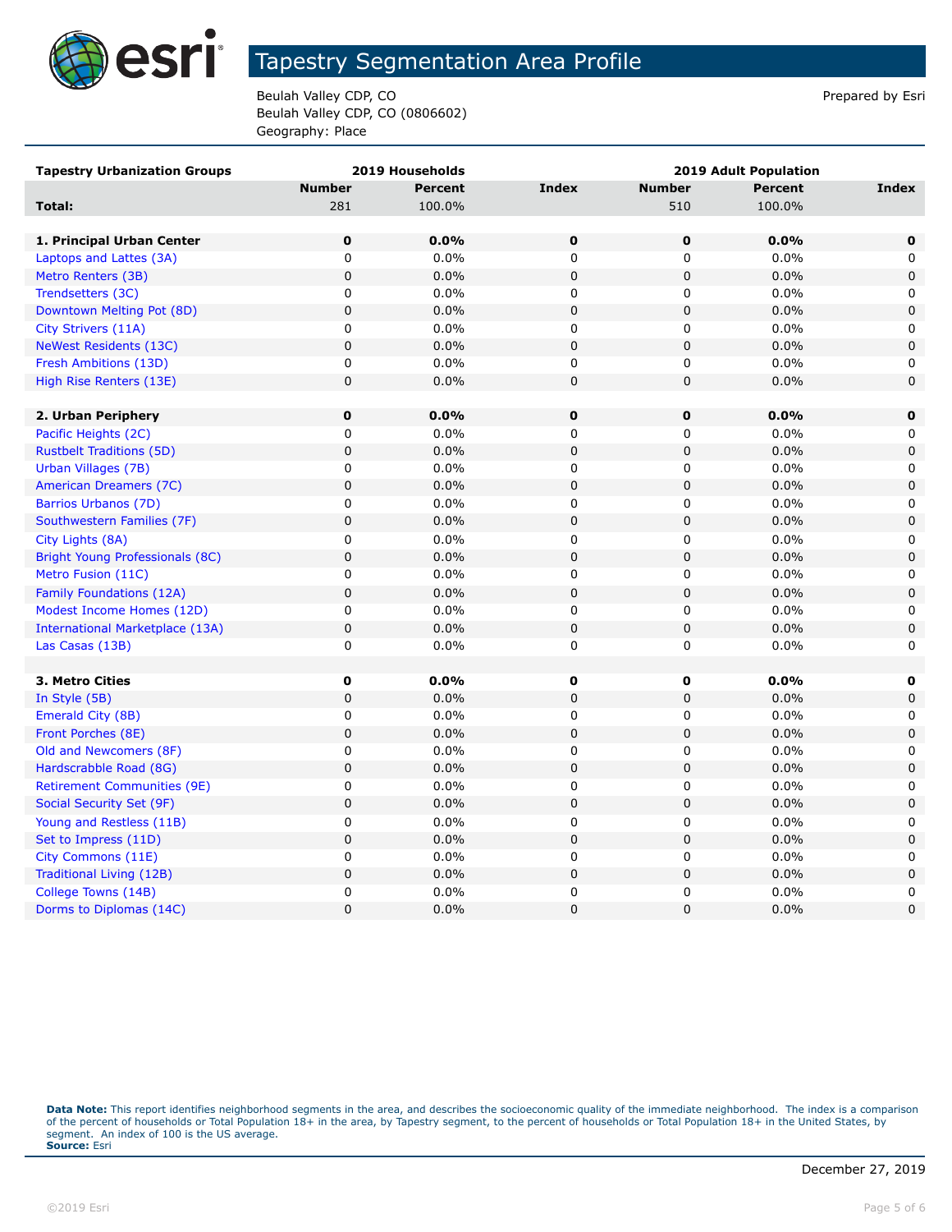# Tapestry Segmentation Area Profile

Beulah Valley CDP, CO
Beulah Valley CDP, CO (0806602)
Geography: Place

Prepared by Esri

| Tapestry Urbanization Groups | 2019 Households | | | 2019 Adult Population | | |
|---|---|---|---|---|---|---|
| | Number | Percent | Index | Number | Percent | Index |
| **Total:** | 281 | 100.0% | | 510 | 100.0% | |
| | | | | | | |
| **1. Principal Urban Center** | **0** | **0.0%** | **0** | **0** | **0.0%** | **0** |
| Laptops and Lattes (3A) | 0 | 0.0% | 0 | 0 | 0.0% | 0 |
| Metro Renters (3B) | 0 | 0.0% | 0 | 0 | 0.0% | 0 |
| Trendsetters (3C) | 0 | 0.0% | 0 | 0 | 0.0% | 0 |
| Downtown Melting Pot (8D) | 0 | 0.0% | 0 | 0 | 0.0% | 0 |
| City Strivers (11A) | 0 | 0.0% | 0 | 0 | 0.0% | 0 |
| NeWest Residents (13C) | 0 | 0.0% | 0 | 0 | 0.0% | 0 |
| Fresh Ambitions (13D) | 0 | 0.0% | 0 | 0 | 0.0% | 0 |
| High Rise Renters (13E) | 0 | 0.0% | 0 | 0 | 0.0% | 0 |
| | | | | | | |
| **2. Urban Periphery** | **0** | **0.0%** | **0** | **0** | **0.0%** | **0** |
| Pacific Heights (2C) | 0 | 0.0% | 0 | 0 | 0.0% | 0 |
| Rustbelt Traditions (5D) | 0 | 0.0% | 0 | 0 | 0.0% | 0 |
| Urban Villages (7B) | 0 | 0.0% | 0 | 0 | 0.0% | 0 |
| American Dreamers (7C) | 0 | 0.0% | 0 | 0 | 0.0% | 0 |
| Barrios Urbanos (7D) | 0 | 0.0% | 0 | 0 | 0.0% | 0 |
| Southwestern Families (7F) | 0 | 0.0% | 0 | 0 | 0.0% | 0 |
| City Lights (8A) | 0 | 0.0% | 0 | 0 | 0.0% | 0 |
| Bright Young Professionals (8C) | 0 | 0.0% | 0 | 0 | 0.0% | 0 |
| Metro Fusion (11C) | 0 | 0.0% | 0 | 0 | 0.0% | 0 |
| Family Foundations (12A) | 0 | 0.0% | 0 | 0 | 0.0% | 0 |
| Modest Income Homes (12D) | 0 | 0.0% | 0 | 0 | 0.0% | 0 |
| International Marketplace (13A) | 0 | 0.0% | 0 | 0 | 0.0% | 0 |
| Las Casas (13B) | 0 | 0.0% | 0 | 0 | 0.0% | 0 |
| | | | | | | |
| **3. Metro Cities** | **0** | **0.0%** | **0** | **0** | **0.0%** | **0** |
| In Style (5B) | 0 | 0.0% | 0 | 0 | 0.0% | 0 |
| Emerald City (8B) | 0 | 0.0% | 0 | 0 | 0.0% | 0 |
| Front Porches (8E) | 0 | 0.0% | 0 | 0 | 0.0% | 0 |
| Old and Newcomers (8F) | 0 | 0.0% | 0 | 0 | 0.0% | 0 |
| Hardscrabble Road (8G) | 0 | 0.0% | 0 | 0 | 0.0% | 0 |
| Retirement Communities (9E) | 0 | 0.0% | 0 | 0 | 0.0% | 0 |
| Social Security Set (9F) | 0 | 0.0% | 0 | 0 | 0.0% | 0 |
| Young and Restless (11B) | 0 | 0.0% | 0 | 0 | 0.0% | 0 |
| Set to Impress (11D) | 0 | 0.0% | 0 | 0 | 0.0% | 0 |
| City Commons (11E) | 0 | 0.0% | 0 | 0 | 0.0% | 0 |
| Traditional Living (12B) | 0 | 0.0% | 0 | 0 | 0.0% | 0 |
| College Towns (14B) | 0 | 0.0% | 0 | 0 | 0.0% | 0 |
| Dorms to Diplomas (14C) | 0 | 0.0% | 0 | 0 | 0.0% | 0 |

**Data Note:** This report identifies neighborhood segments in the area, and describes the socioeconomic quality of the immediate neighborhood. The index is a comparison of the percent of households or Total Population 18+ in the area, by Tapestry segment, to the percent of households or Total Population 18+ in the United States, by segment. An index of 100 is the US average.
**Source:** Esri

December 27, 2019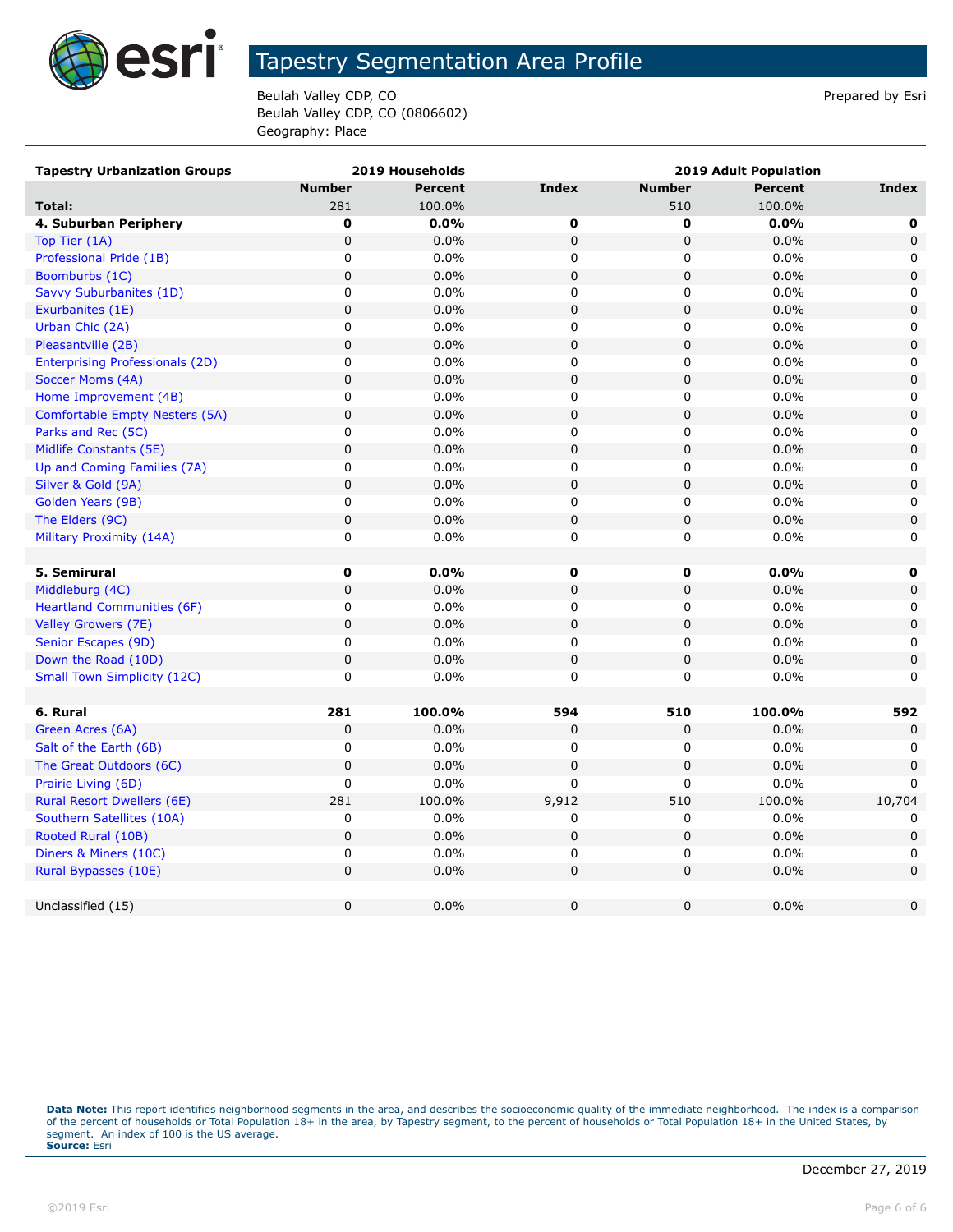# Tapestry Segmentation Area Profile

Beulah Valley CDP, CO
Beulah Valley CDP, CO (0806602)
Geography: Place

Prepared by Esri

| Tapestry Urbanization Groups | 2019 Households | | | 2019 Adult Population | | |
|---|---|---|---|---|---|---|
| | Number | Percent | Index | Number | Percent | Index |
| **Total:** | 281 | 100.0% | | 510 | 100.0% | |
| **4. Suburban Periphery** | **0** | **0.0%** | **0** | **0** | **0.0%** | **0** |
| Top Tier (1A) | 0 | 0.0% | 0 | 0 | 0.0% | 0 |
| Professional Pride (1B) | 0 | 0.0% | 0 | 0 | 0.0% | 0 |
| Boomburbs (1C) | 0 | 0.0% | 0 | 0 | 0.0% | 0 |
| Savvy Suburbanites (1D) | 0 | 0.0% | 0 | 0 | 0.0% | 0 |
| Exurbanites (1E) | 0 | 0.0% | 0 | 0 | 0.0% | 0 |
| Urban Chic (2A) | 0 | 0.0% | 0 | 0 | 0.0% | 0 |
| Pleasantville (2B) | 0 | 0.0% | 0 | 0 | 0.0% | 0 |
| Enterprising Professionals (2D) | 0 | 0.0% | 0 | 0 | 0.0% | 0 |
| Soccer Moms (4A) | 0 | 0.0% | 0 | 0 | 0.0% | 0 |
| Home Improvement (4B) | 0 | 0.0% | 0 | 0 | 0.0% | 0 |
| Comfortable Empty Nesters (5A) | 0 | 0.0% | 0 | 0 | 0.0% | 0 |
| Parks and Rec (5C) | 0 | 0.0% | 0 | 0 | 0.0% | 0 |
| Midlife Constants (5E) | 0 | 0.0% | 0 | 0 | 0.0% | 0 |
| Up and Coming Families (7A) | 0 | 0.0% | 0 | 0 | 0.0% | 0 |
| Silver & Gold (9A) | 0 | 0.0% | 0 | 0 | 0.0% | 0 |
| Golden Years (9B) | 0 | 0.0% | 0 | 0 | 0.0% | 0 |
| The Elders (9C) | 0 | 0.0% | 0 | 0 | 0.0% | 0 |
| Military Proximity (14A) | 0 | 0.0% | 0 | 0 | 0.0% | 0 |
| | | | | | | |
| **5. Semirural** | **0** | **0.0%** | **0** | **0** | **0.0%** | **0** |
| Middleburg (4C) | 0 | 0.0% | 0 | 0 | 0.0% | 0 |
| Heartland Communities (6F) | 0 | 0.0% | 0 | 0 | 0.0% | 0 |
| Valley Growers (7E) | 0 | 0.0% | 0 | 0 | 0.0% | 0 |
| Senior Escapes (9D) | 0 | 0.0% | 0 | 0 | 0.0% | 0 |
| Down the Road (10D) | 0 | 0.0% | 0 | 0 | 0.0% | 0 |
| Small Town Simplicity (12C) | 0 | 0.0% | 0 | 0 | 0.0% | 0 |
| | | | | | | |
| **6. Rural** | **281** | **100.0%** | **594** | **510** | **100.0%** | **592** |
| Green Acres (6A) | 0 | 0.0% | 0 | 0 | 0.0% | 0 |
| Salt of the Earth (6B) | 0 | 0.0% | 0 | 0 | 0.0% | 0 |
| The Great Outdoors (6C) | 0 | 0.0% | 0 | 0 | 0.0% | 0 |
| Prairie Living (6D) | 0 | 0.0% | 0 | 0 | 0.0% | 0 |
| Rural Resort Dwellers (6E) | 281 | 100.0% | 9,912 | 510 | 100.0% | 10,704 |
| Southern Satellites (10A) | 0 | 0.0% | 0 | 0 | 0.0% | 0 |
| Rooted Rural (10B) | 0 | 0.0% | 0 | 0 | 0.0% | 0 |
| Diners & Miners (10C) | 0 | 0.0% | 0 | 0 | 0.0% | 0 |
| Rural Bypasses (10E) | 0 | 0.0% | 0 | 0 | 0.0% | 0 |
| | | | | | | |
| Unclassified (15) | 0 | 0.0% | 0 | 0 | 0.0% | 0 |

**Data Note:** This report identifies neighborhood segments in the area, and describes the socioeconomic quality of the immediate neighborhood. The index is a comparison of the percent of households or Total Population 18+ in the area, by Tapestry segment, to the percent of households or Total Population 18+ in the United States, by segment. An index of 100 is the US average.
**Source:** Esri

December 27, 2019